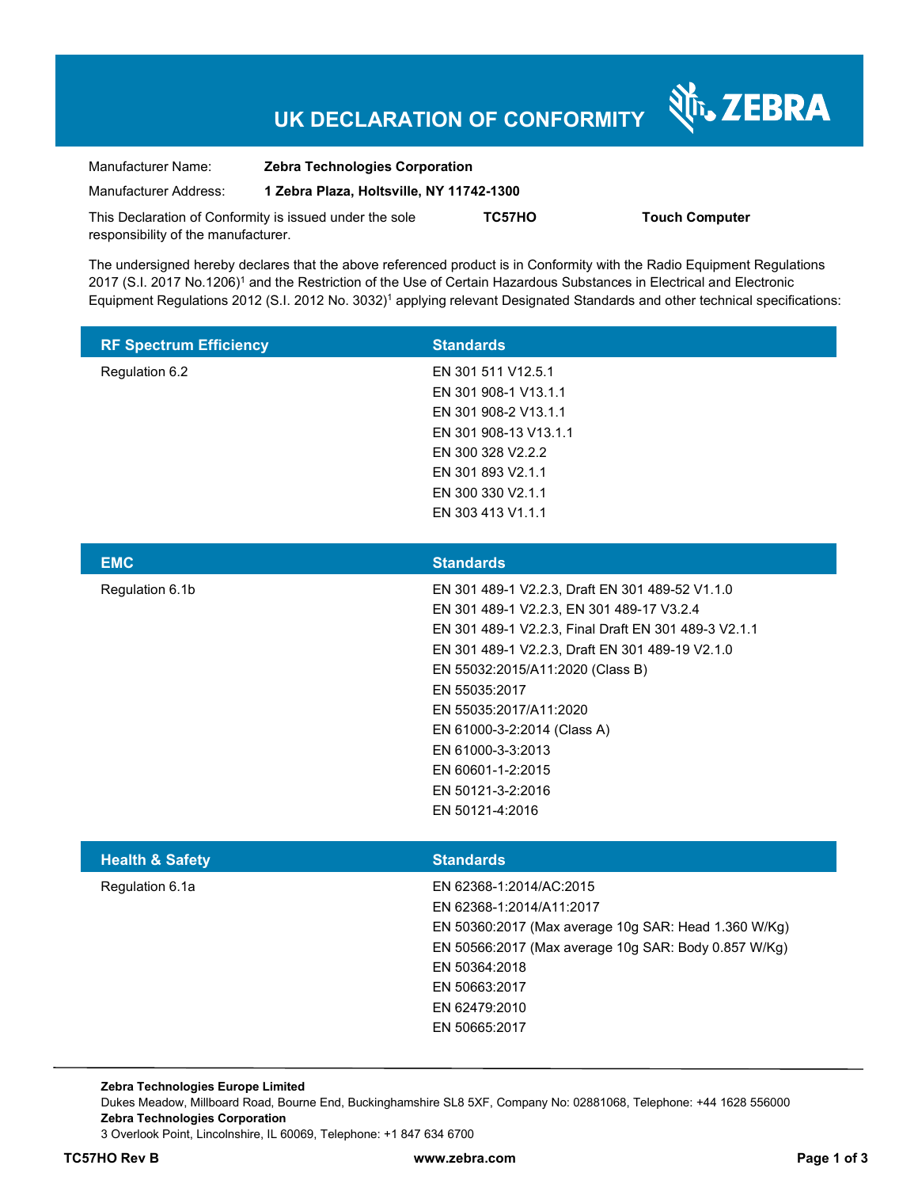# UK DECLARATION OF CONFORMITY

ZEBRA

| | |
|---|---|
| Manufacturer Name: | **Zebra Technologies Corporation** |
| Manufacturer Address: | **1 Zebra Plaza, Holtsville, NY 11742-1300** |

This Declaration of Conformity is issued under the sole responsibility of the manufacturer. **TC57HO** **Touch Computer**

The undersigned hereby declares that the above referenced product is in Conformity with the Radio Equipment Regulations 2017 (S.I. 2017 No.1206)[1] and the Restriction of the Use of Certain Hazardous Substances in Electrical and Electronic Equipment Regulations 2012 (S.I. 2012 No. 3032)[1] applying relevant Designated Standards and other technical specifications:

| RF Spectrum Efficiency | Standards |
|---|---|
| Regulation 6.2 | EN 301 511 V12.5.1<br>EN 301 908-1 V13.1.1<br>EN 301 908-2 V13.1.1<br>EN 301 908-13 V13.1.1<br>EN 300 328 V2.2.2<br>EN 301 893 V2.1.1<br>EN 300 330 V2.1.1<br>EN 303 413 V1.1.1 |

| EMC | Standards |
|---|---|
| Regulation 6.1b | EN 301 489-1 V2.2.3, Draft EN 301 489-52 V1.1.0<br>EN 301 489-1 V2.2.3, EN 301 489-17 V3.2.4<br>EN 301 489-1 V2.2.3, Final Draft EN 301 489-3 V2.1.1<br>EN 301 489-1 V2.2.3, Draft EN 301 489-19 V2.1.0<br>EN 55032:2015/A11:2020 (Class B)<br>EN 55035:2017<br>EN 55035:2017/A11:2020<br>EN 61000-3-2:2014 (Class A)<br>EN 61000-3-3:2013<br>EN 60601-1-2:2015<br>EN 50121-3-2:2016<br>EN 50121-4:2016 |

| Health & Safety | Standards |
|---|---|
| Regulation 6.1a | EN 62368-1:2014/AC:2015<br>EN 62368-1:2014/A11:2017<br>EN 50360:2017 (Max average 10g SAR: Head 1.360 W/Kg)<br>EN 50566:2017 (Max average 10g SAR: Body 0.857 W/Kg)<br>EN 50364:2018<br>EN 50663:2017<br>EN 62479:2010<br>EN 50665:2017 |

**Zebra Technologies Europe Limited**
Dukes Meadow, Millboard Road, Bourne End, Buckinghamshire SL8 5XF, Company No: 02881068, Telephone: +44 1628 556000
**Zebra Technologies Corporation**
3 Overlook Point, Lincolnshire, IL 60069, Telephone: +1 847 634 6700

**TC57HO Rev B** **www.zebra.com**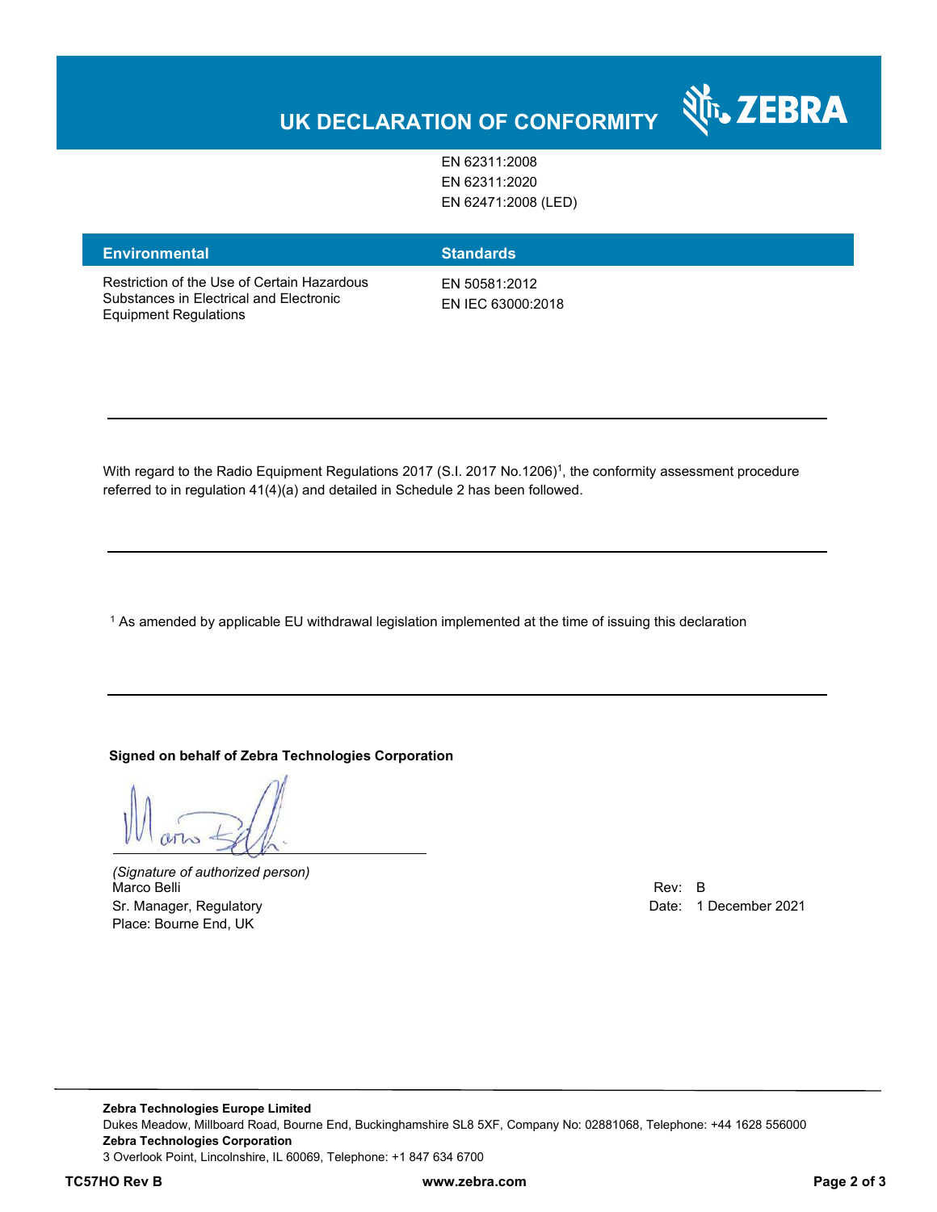# UK DECLARATION OF CONFORMITY

| | |
|---|---|
| | EN 62311:2008 |
| | EN 62311:2020 |
| | EN 62471:2008 (LED) |

| Environmental | Standards |
|---|---|
| Restriction of the Use of Certain Hazardous Substances in Electrical and Electronic Equipment Regulations | EN 50581:2012<br>EN IEC 63000:2018 |

---

With regard to the Radio Equipment Regulations 2017 (S.I. 2017 No.1206)[1], the conformity assessment procedure referred to in regulation 41(4)(a) and detailed in Schedule 2 has been followed.

---

[1] As amended by applicable EU withdrawal legislation implemented at the time of issuing this declaration

---

**Signed on behalf of Zebra Technologies Corporation**

*(Signature of authorized person)*
Marco Belli
Sr. Manager, Regulatory
Place: Bourne End, UK

Rev: B
Date: 1 December 2021

**Zebra Technologies Europe Limited**
Dukes Meadow, Millboard Road, Bourne End, Buckinghamshire SL8 5XF, Company No: 02881068, Telephone: +44 1628 556000
**Zebra Technologies Corporation**
3 Overlook Point, Lincolnshire, IL 60069, Telephone: +1 847 634 6700

**TC57HO Rev B** **www.zebra.com**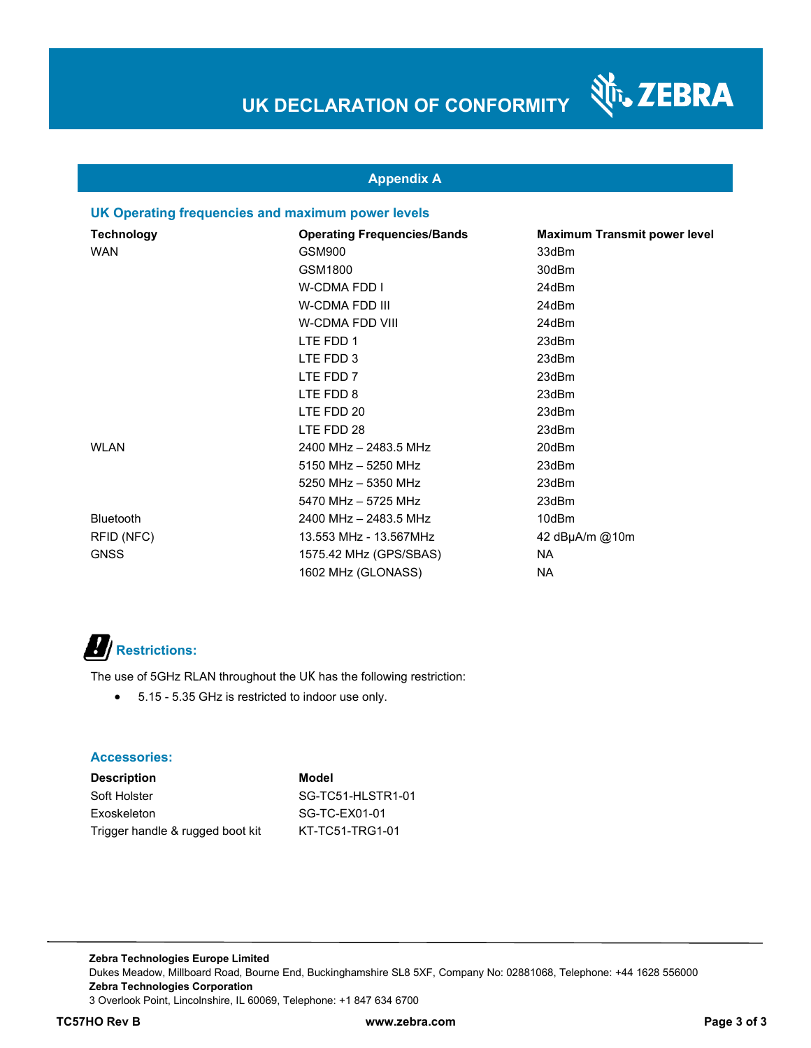# UK DECLARATION OF CONFORMITY

## Appendix A

### UK Operating frequencies and maximum power levels

| Technology | Operating Frequencies/Bands | Maximum Transmit power level |
|---|---|---|
| WAN | GSM900 | 33dBm |
| | GSM1800 | 30dBm |
| | W-CDMA FDD I | 24dBm |
| | W-CDMA FDD III | 24dBm |
| | W-CDMA FDD VIII | 24dBm |
| | LTE FDD 1 | 23dBm |
| | LTE FDD 3 | 23dBm |
| | LTE FDD 7 | 23dBm |
| | LTE FDD 8 | 23dBm |
| | LTE FDD 20 | 23dBm |
| | LTE FDD 28 | 23dBm |
| WLAN | 2400 MHz – 2483.5 MHz | 20dBm |
| | 5150 MHz – 5250 MHz | 23dBm |
| | 5250 MHz – 5350 MHz | 23dBm |
| | 5470 MHz – 5725 MHz | 23dBm |
| Bluetooth | 2400 MHz – 2483.5 MHz | 10dBm |
| RFID (NFC) | 13.553 MHz - 13.567MHz | 42 dBµA/m @10m |
| GNSS | 1575.42 MHz (GPS/SBAS) | NA |
| | 1602 MHz (GLONASS) | NA |

### Restrictions:

The use of 5GHz RLAN throughout the UK has the following restriction:

- 5.15 - 5.35 GHz is restricted to indoor use only.

### Accessories:

| Description | Model |
|---|---|
| Soft Holster | SG-TC51-HLSTR1-01 |
| Exoskeleton | SG-TC-EX01-01 |
| Trigger handle & rugged boot kit | KT-TC51-TRG1-01 |

**Zebra Technologies Europe Limited**
Dukes Meadow, Millboard Road, Bourne End, Buckinghamshire SL8 5XF, Company No: 02881068, Telephone: +44 1628 556000
**Zebra Technologies Corporation**
3 Overlook Point, Lincolnshire, IL 60069, Telephone: +1 847 634 6700

**TC57HO Rev B** **www.zebra.com**